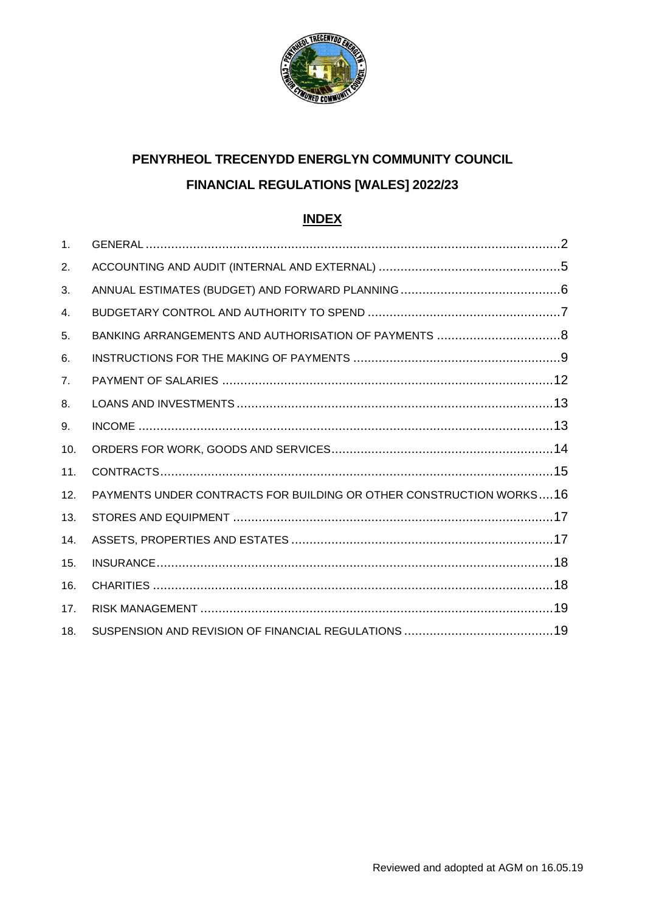# PENYRHEOL TRECENYDD ENERGLYN COMMUNITY COUNCIL

## FINANCIAL REGULATIONS [WALES] 2022/23

### INDEX

1. GENERAL ....................................................................................................2
2. ACCOUNTING AND AUDIT (INTERNAL AND EXTERNAL) ..................................................5
3. ANNUAL ESTIMATES (BUDGET) AND FORWARD PLANNING ............................................6
4. BUDGETARY CONTROL AND AUTHORITY TO SPEND .....................................................7
5. BANKING ARRANGEMENTS AND AUTHORISATION OF PAYMENTS ..................................8
6. INSTRUCTIONS FOR THE MAKING OF PAYMENTS .........................................................9
7. PAYMENT OF SALARIES ..........................................................................................12
8. LOANS AND INVESTMENTS ......................................................................................13
9. INCOME ..................................................................................................................13
10. ORDERS FOR WORK, GOODS AND SERVICES.............................................................14
11. CONTRACTS...........................................................................................................15
12. PAYMENTS UNDER CONTRACTS FOR BUILDING OR OTHER CONSTRUCTION WORKS....16
13. STORES AND EQUIPMENT .......................................................................................17
14. ASSETS, PROPERTIES AND ESTATES ........................................................................17
15. INSURANCE............................................................................................................18
16. CHARITIES .............................................................................................................18
17. RISK MANAGEMENT ................................................................................................19
18. SUSPENSION AND REVISION OF FINANCIAL REGULATIONS .........................................19

Reviewed and adopted at AGM on 16.05.19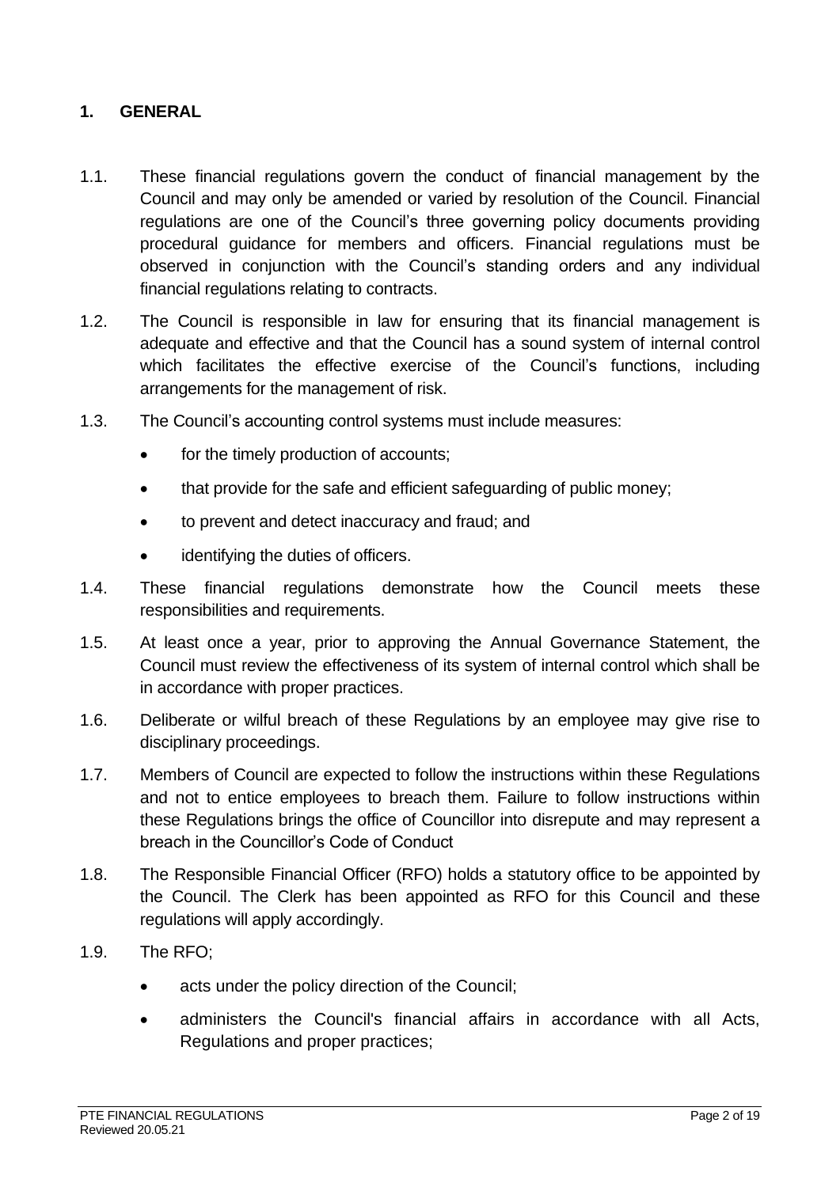## 1. GENERAL

1.1. These financial regulations govern the conduct of financial management by the Council and may only be amended or varied by resolution of the Council. Financial regulations are one of the Council's three governing policy documents providing procedural guidance for members and officers. Financial regulations must be observed in conjunction with the Council's standing orders and any individual financial regulations relating to contracts.

1.2. The Council is responsible in law for ensuring that its financial management is adequate and effective and that the Council has a sound system of internal control which facilitates the effective exercise of the Council's functions, including arrangements for the management of risk.

1.3. The Council's accounting control systems must include measures:

- for the timely production of accounts;
- that provide for the safe and efficient safeguarding of public money;
- to prevent and detect inaccuracy and fraud; and
- identifying the duties of officers.

1.4. These financial regulations demonstrate how the Council meets these responsibilities and requirements.

1.5. At least once a year, prior to approving the Annual Governance Statement, the Council must review the effectiveness of its system of internal control which shall be in accordance with proper practices.

1.6. Deliberate or wilful breach of these Regulations by an employee may give rise to disciplinary proceedings.

1.7. Members of Council are expected to follow the instructions within these Regulations and not to entice employees to breach them. Failure to follow instructions within these Regulations brings the office of Councillor into disrepute and may represent a breach in the Councillor's Code of Conduct

1.8. The Responsible Financial Officer (RFO) holds a statutory office to be appointed by the Council. The Clerk has been appointed as RFO for this Council and these regulations will apply accordingly.

1.9. The RFO;

- acts under the policy direction of the Council;
- administers the Council's financial affairs in accordance with all Acts, Regulations and proper practices;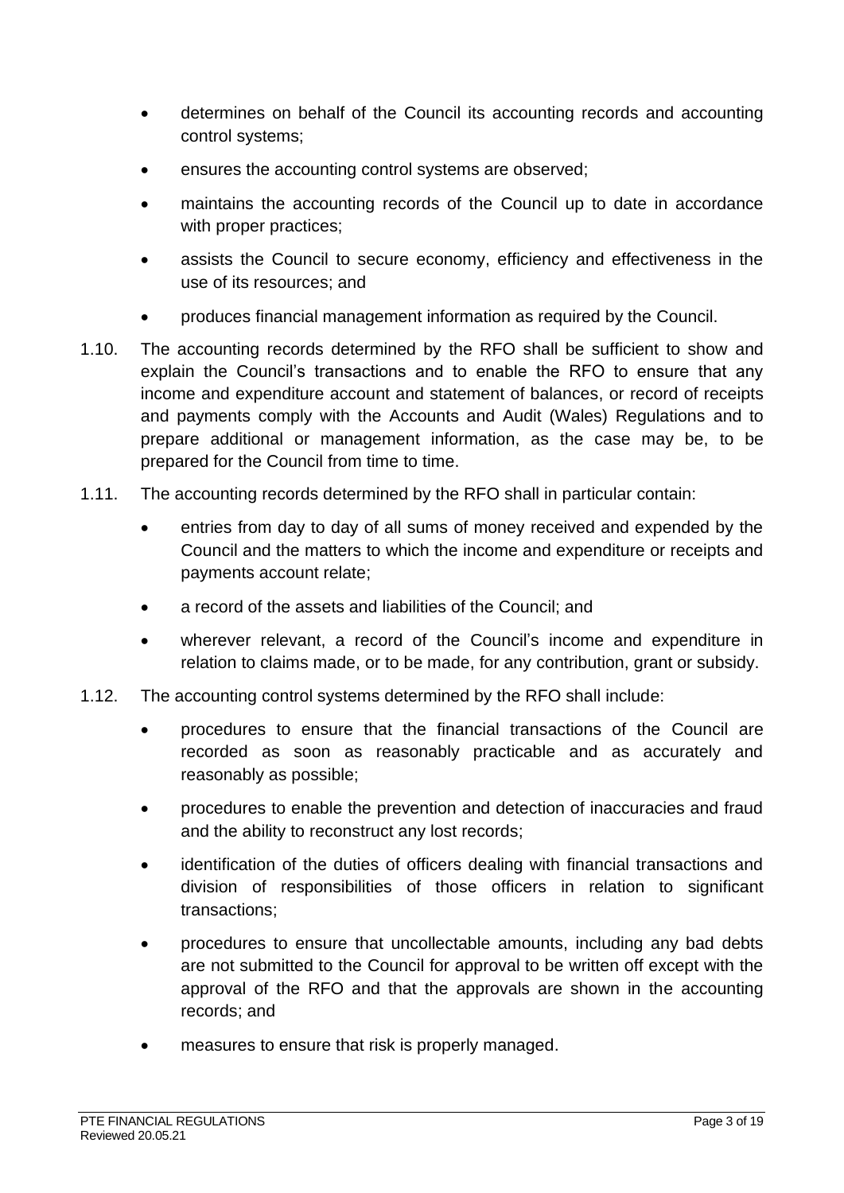- determines on behalf of the Council its accounting records and accounting control systems;
- ensures the accounting control systems are observed;
- maintains the accounting records of the Council up to date in accordance with proper practices;
- assists the Council to secure economy, efficiency and effectiveness in the use of its resources; and
- produces financial management information as required by the Council.

1.10. The accounting records determined by the RFO shall be sufficient to show and explain the Council's transactions and to enable the RFO to ensure that any income and expenditure account and statement of balances, or record of receipts and payments comply with the Accounts and Audit (Wales) Regulations and to prepare additional or management information, as the case may be, to be prepared for the Council from time to time.

1.11. The accounting records determined by the RFO shall in particular contain:

- entries from day to day of all sums of money received and expended by the Council and the matters to which the income and expenditure or receipts and payments account relate;
- a record of the assets and liabilities of the Council; and
- wherever relevant, a record of the Council's income and expenditure in relation to claims made, or to be made, for any contribution, grant or subsidy.

1.12. The accounting control systems determined by the RFO shall include:

- procedures to ensure that the financial transactions of the Council are recorded as soon as reasonably practicable and as accurately and reasonably as possible;
- procedures to enable the prevention and detection of inaccuracies and fraud and the ability to reconstruct any lost records;
- identification of the duties of officers dealing with financial transactions and division of responsibilities of those officers in relation to significant transactions;
- procedures to ensure that uncollectable amounts, including any bad debts are not submitted to the Council for approval to be written off except with the approval of the RFO and that the approvals are shown in the accounting records; and
- measures to ensure that risk is properly managed.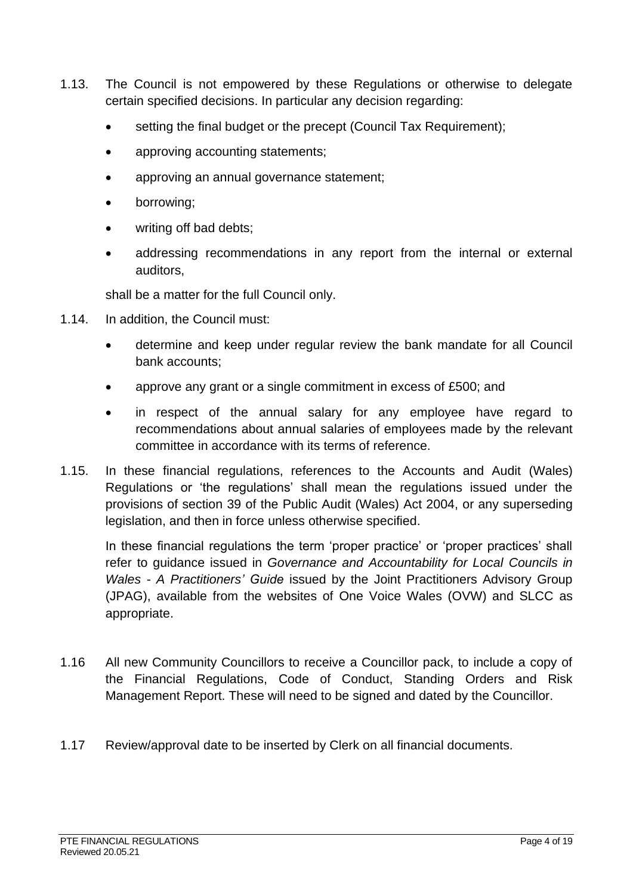1.13. The Council is not empowered by these Regulations or otherwise to delegate certain specified decisions. In particular any decision regarding:

- setting the final budget or the precept (Council Tax Requirement);
- approving accounting statements;
- approving an annual governance statement;
- borrowing;
- writing off bad debts;
- addressing recommendations in any report from the internal or external auditors,

shall be a matter for the full Council only.

1.14. In addition, the Council must:

- determine and keep under regular review the bank mandate for all Council bank accounts;
- approve any grant or a single commitment in excess of £500; and
- in respect of the annual salary for any employee have regard to recommendations about annual salaries of employees made by the relevant committee in accordance with its terms of reference.

1.15. In these financial regulations, references to the Accounts and Audit (Wales) Regulations or 'the regulations' shall mean the regulations issued under the provisions of section 39 of the Public Audit (Wales) Act 2004, or any superseding legislation, and then in force unless otherwise specified.

In these financial regulations the term 'proper practice' or 'proper practices' shall refer to guidance issued in *Governance and Accountability for Local Councils in Wales - A Practitioners' Guide* issued by the Joint Practitioners Advisory Group (JPAG), available from the websites of One Voice Wales (OVW) and SLCC as appropriate.

1.16 All new Community Councillors to receive a Councillor pack, to include a copy of the Financial Regulations, Code of Conduct, Standing Orders and Risk Management Report. These will need to be signed and dated by the Councillor.

1.17 Review/approval date to be inserted by Clerk on all financial documents.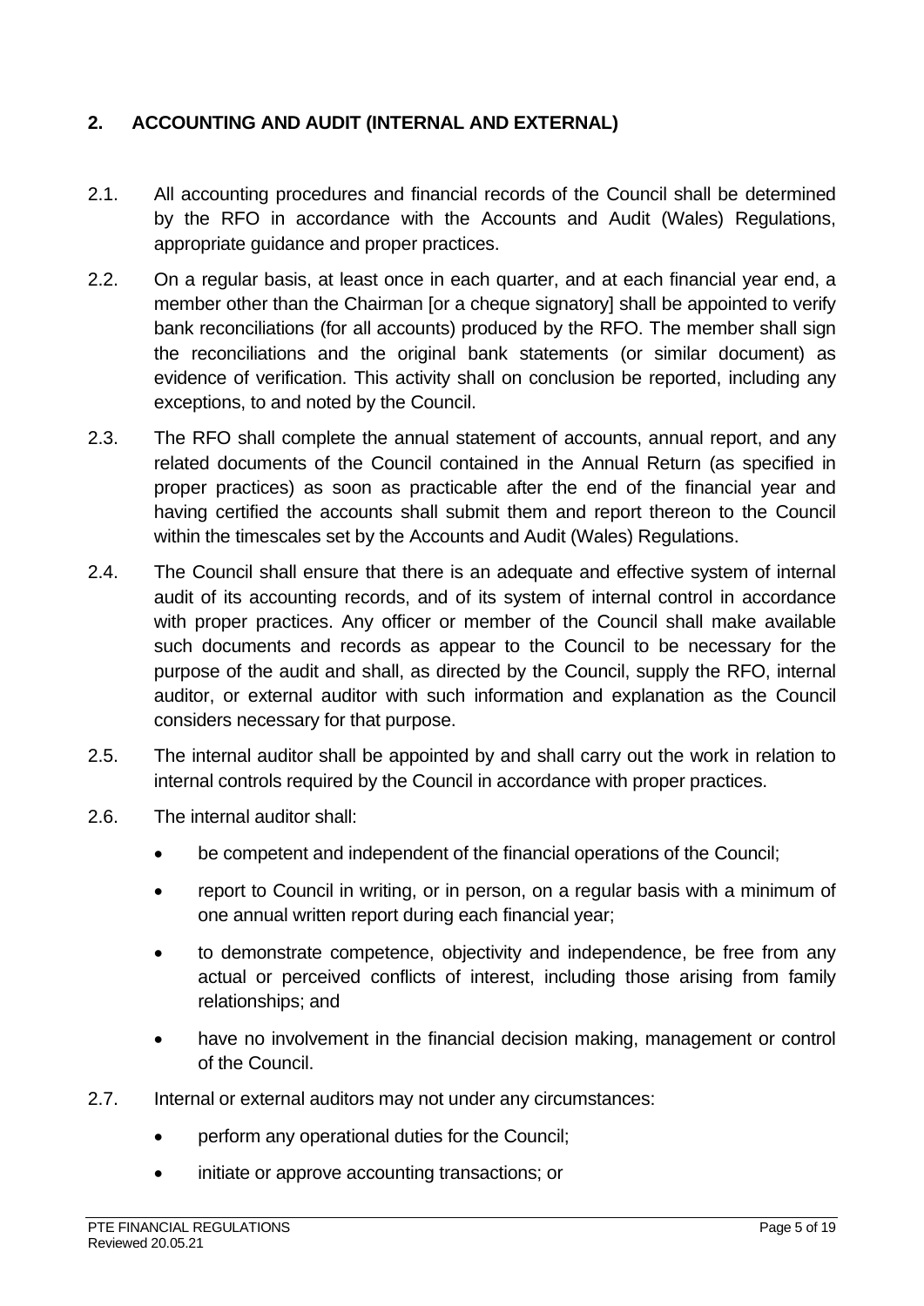## 2. ACCOUNTING AND AUDIT (INTERNAL AND EXTERNAL)

2.1. All accounting procedures and financial records of the Council shall be determined by the RFO in accordance with the Accounts and Audit (Wales) Regulations, appropriate guidance and proper practices.

2.2. On a regular basis, at least once in each quarter, and at each financial year end, a member other than the Chairman [or a cheque signatory] shall be appointed to verify bank reconciliations (for all accounts) produced by the RFO. The member shall sign the reconciliations and the original bank statements (or similar document) as evidence of verification. This activity shall on conclusion be reported, including any exceptions, to and noted by the Council.

2.3. The RFO shall complete the annual statement of accounts, annual report, and any related documents of the Council contained in the Annual Return (as specified in proper practices) as soon as practicable after the end of the financial year and having certified the accounts shall submit them and report thereon to the Council within the timescales set by the Accounts and Audit (Wales) Regulations.

2.4. The Council shall ensure that there is an adequate and effective system of internal audit of its accounting records, and of its system of internal control in accordance with proper practices. Any officer or member of the Council shall make available such documents and records as appear to the Council to be necessary for the purpose of the audit and shall, as directed by the Council, supply the RFO, internal auditor, or external auditor with such information and explanation as the Council considers necessary for that purpose.

2.5. The internal auditor shall be appointed by and shall carry out the work in relation to internal controls required by the Council in accordance with proper practices.

2.6. The internal auditor shall:

- be competent and independent of the financial operations of the Council;
- report to Council in writing, or in person, on a regular basis with a minimum of one annual written report during each financial year;
- to demonstrate competence, objectivity and independence, be free from any actual or perceived conflicts of interest, including those arising from family relationships; and
- have no involvement in the financial decision making, management or control of the Council.

2.7. Internal or external auditors may not under any circumstances:

- perform any operational duties for the Council;
- initiate or approve accounting transactions; or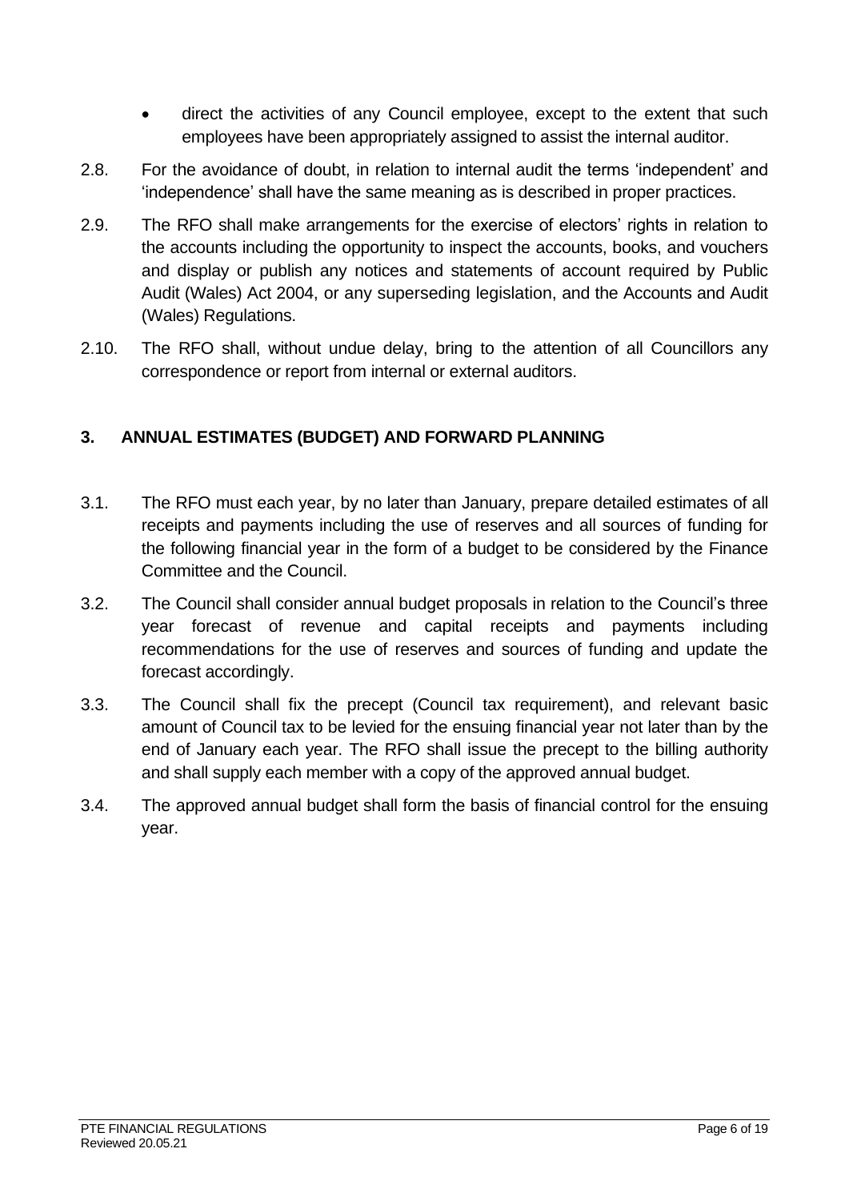- direct the activities of any Council employee, except to the extent that such employees have been appropriately assigned to assist the internal auditor.

2.8. For the avoidance of doubt, in relation to internal audit the terms 'independent' and 'independence' shall have the same meaning as is described in proper practices.

2.9. The RFO shall make arrangements for the exercise of electors' rights in relation to the accounts including the opportunity to inspect the accounts, books, and vouchers and display or publish any notices and statements of account required by Public Audit (Wales) Act 2004, or any superseding legislation, and the Accounts and Audit (Wales) Regulations.

2.10. The RFO shall, without undue delay, bring to the attention of all Councillors any correspondence or report from internal or external auditors.

## 3. ANNUAL ESTIMATES (BUDGET) AND FORWARD PLANNING

3.1. The RFO must each year, by no later than January, prepare detailed estimates of all receipts and payments including the use of reserves and all sources of funding for the following financial year in the form of a budget to be considered by the Finance Committee and the Council.

3.2. The Council shall consider annual budget proposals in relation to the Council's three year forecast of revenue and capital receipts and payments including recommendations for the use of reserves and sources of funding and update the forecast accordingly.

3.3. The Council shall fix the precept (Council tax requirement), and relevant basic amount of Council tax to be levied for the ensuing financial year not later than by the end of January each year. The RFO shall issue the precept to the billing authority and shall supply each member with a copy of the approved annual budget.

3.4. The approved annual budget shall form the basis of financial control for the ensuing year.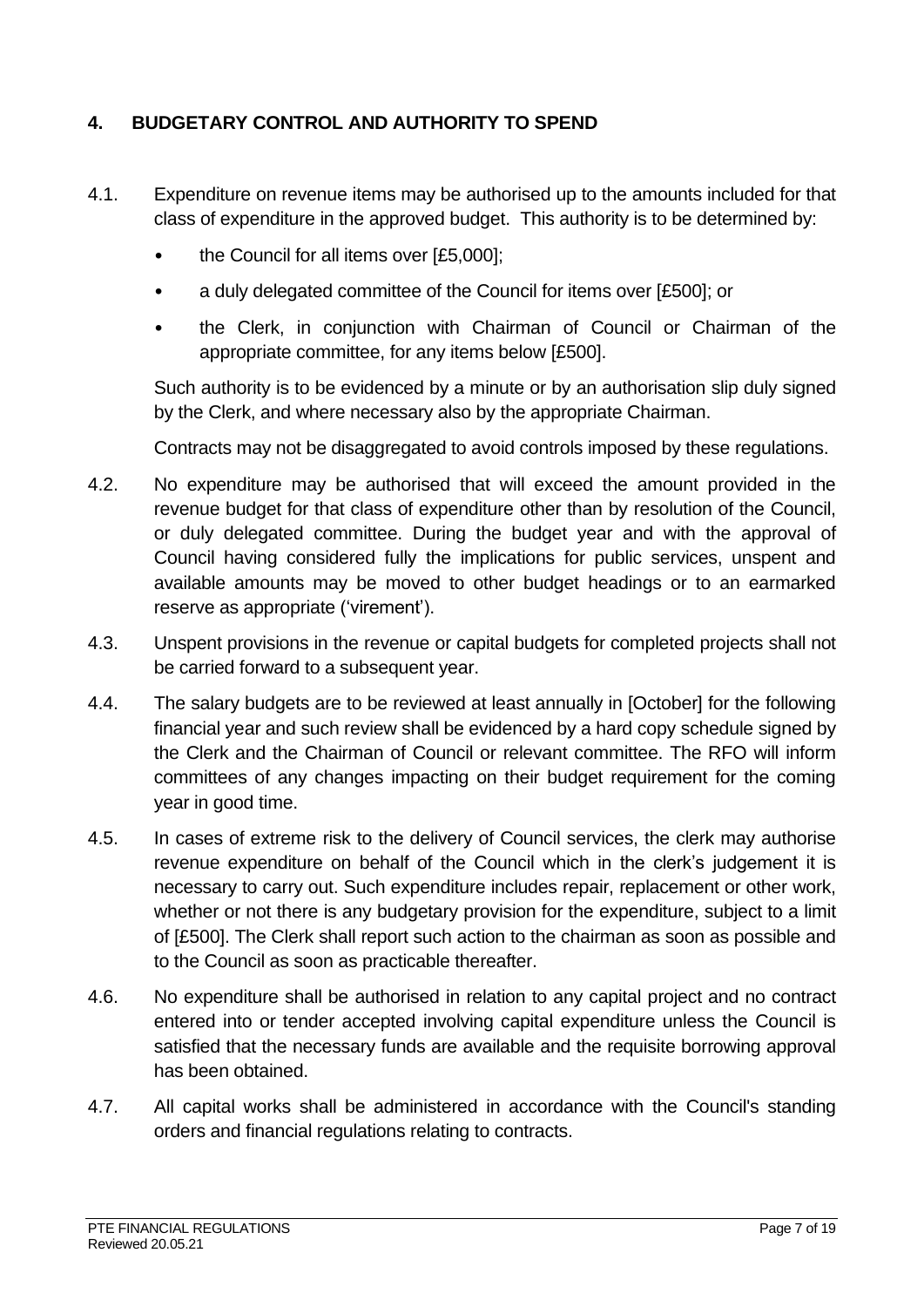## 4. BUDGETARY CONTROL AND AUTHORITY TO SPEND

4.1. Expenditure on revenue items may be authorised up to the amounts included for that class of expenditure in the approved budget. This authority is to be determined by:

- the Council for all items over [£5,000];
- a duly delegated committee of the Council for items over [£500]; or
- the Clerk, in conjunction with Chairman of Council or Chairman of the appropriate committee, for any items below [£500].

Such authority is to be evidenced by a minute or by an authorisation slip duly signed by the Clerk, and where necessary also by the appropriate Chairman.

Contracts may not be disaggregated to avoid controls imposed by these regulations.

4.2. No expenditure may be authorised that will exceed the amount provided in the revenue budget for that class of expenditure other than by resolution of the Council, or duly delegated committee. During the budget year and with the approval of Council having considered fully the implications for public services, unspent and available amounts may be moved to other budget headings or to an earmarked reserve as appropriate ('virement').

4.3. Unspent provisions in the revenue or capital budgets for completed projects shall not be carried forward to a subsequent year.

4.4. The salary budgets are to be reviewed at least annually in [October] for the following financial year and such review shall be evidenced by a hard copy schedule signed by the Clerk and the Chairman of Council or relevant committee. The RFO will inform committees of any changes impacting on their budget requirement for the coming year in good time.

4.5. In cases of extreme risk to the delivery of Council services, the clerk may authorise revenue expenditure on behalf of the Council which in the clerk's judgement it is necessary to carry out. Such expenditure includes repair, replacement or other work, whether or not there is any budgetary provision for the expenditure, subject to a limit of [£500]. The Clerk shall report such action to the chairman as soon as possible and to the Council as soon as practicable thereafter.

4.6. No expenditure shall be authorised in relation to any capital project and no contract entered into or tender accepted involving capital expenditure unless the Council is satisfied that the necessary funds are available and the requisite borrowing approval has been obtained.

4.7. All capital works shall be administered in accordance with the Council's standing orders and financial regulations relating to contracts.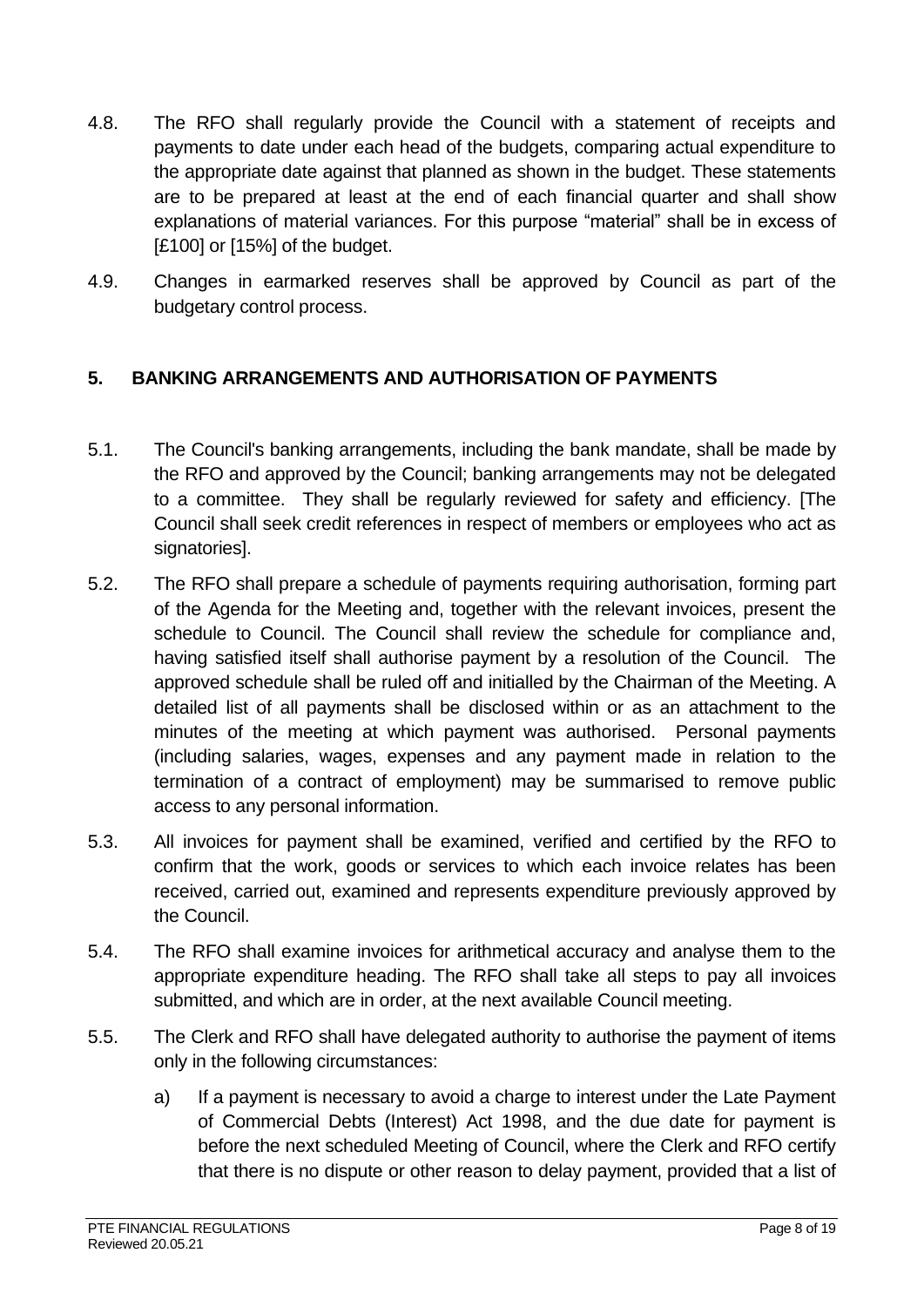4.8. The RFO shall regularly provide the Council with a statement of receipts and payments to date under each head of the budgets, comparing actual expenditure to the appropriate date against that planned as shown in the budget. These statements are to be prepared at least at the end of each financial quarter and shall show explanations of material variances. For this purpose "material" shall be in excess of [£100] or [15%] of the budget.

4.9. Changes in earmarked reserves shall be approved by Council as part of the budgetary control process.

## 5. BANKING ARRANGEMENTS AND AUTHORISATION OF PAYMENTS

5.1. The Council's banking arrangements, including the bank mandate, shall be made by the RFO and approved by the Council; banking arrangements may not be delegated to a committee. They shall be regularly reviewed for safety and efficiency. [The Council shall seek credit references in respect of members or employees who act as signatories].

5.2. The RFO shall prepare a schedule of payments requiring authorisation, forming part of the Agenda for the Meeting and, together with the relevant invoices, present the schedule to Council. The Council shall review the schedule for compliance and, having satisfied itself shall authorise payment by a resolution of the Council. The approved schedule shall be ruled off and initialled by the Chairman of the Meeting. A detailed list of all payments shall be disclosed within or as an attachment to the minutes of the meeting at which payment was authorised. Personal payments (including salaries, wages, expenses and any payment made in relation to the termination of a contract of employment) may be summarised to remove public access to any personal information.

5.3. All invoices for payment shall be examined, verified and certified by the RFO to confirm that the work, goods or services to which each invoice relates has been received, carried out, examined and represents expenditure previously approved by the Council.

5.4. The RFO shall examine invoices for arithmetical accuracy and analyse them to the appropriate expenditure heading. The RFO shall take all steps to pay all invoices submitted, and which are in order, at the next available Council meeting.

5.5. The Clerk and RFO shall have delegated authority to authorise the payment of items only in the following circumstances:

a) If a payment is necessary to avoid a charge to interest under the Late Payment of Commercial Debts (Interest) Act 1998, and the due date for payment is before the next scheduled Meeting of Council, where the Clerk and RFO certify that there is no dispute or other reason to delay payment, provided that a list of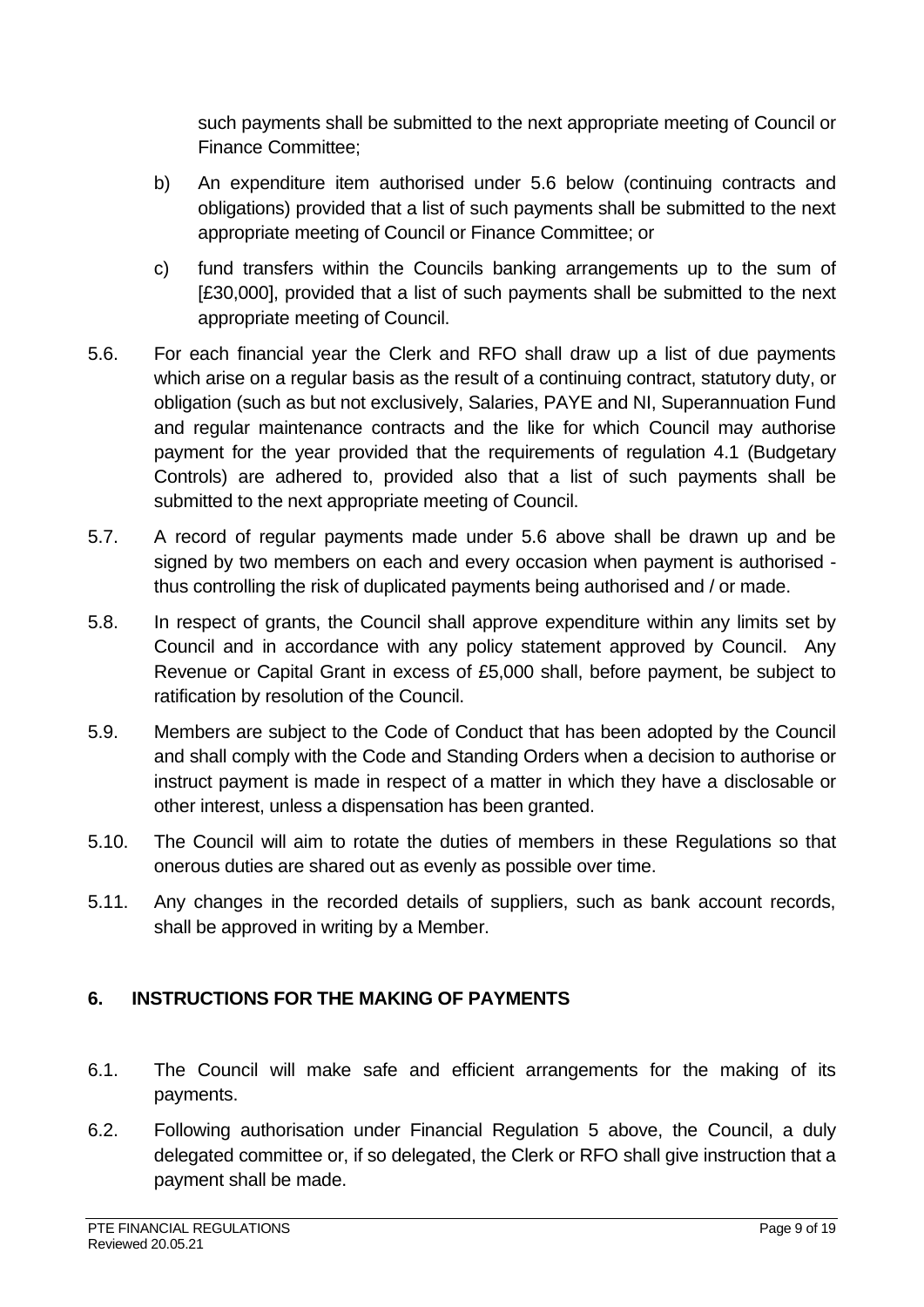such payments shall be submitted to the next appropriate meeting of Council or Finance Committee;

b) An expenditure item authorised under 5.6 below (continuing contracts and obligations) provided that a list of such payments shall be submitted to the next appropriate meeting of Council or Finance Committee; or

c) fund transfers within the Councils banking arrangements up to the sum of [£30,000], provided that a list of such payments shall be submitted to the next appropriate meeting of Council.

5.6. For each financial year the Clerk and RFO shall draw up a list of due payments which arise on a regular basis as the result of a continuing contract, statutory duty, or obligation (such as but not exclusively, Salaries, PAYE and NI, Superannuation Fund and regular maintenance contracts and the like for which Council may authorise payment for the year provided that the requirements of regulation 4.1 (Budgetary Controls) are adhered to, provided also that a list of such payments shall be submitted to the next appropriate meeting of Council.

5.7. A record of regular payments made under 5.6 above shall be drawn up and be signed by two members on each and every occasion when payment is authorised - thus controlling the risk of duplicated payments being authorised and / or made.

5.8. In respect of grants, the Council shall approve expenditure within any limits set by Council and in accordance with any policy statement approved by Council. Any Revenue or Capital Grant in excess of £5,000 shall, before payment, be subject to ratification by resolution of the Council.

5.9. Members are subject to the Code of Conduct that has been adopted by the Council and shall comply with the Code and Standing Orders when a decision to authorise or instruct payment is made in respect of a matter in which they have a disclosable or other interest, unless a dispensation has been granted.

5.10. The Council will aim to rotate the duties of members in these Regulations so that onerous duties are shared out as evenly as possible over time.

5.11. Any changes in the recorded details of suppliers, such as bank account records, shall be approved in writing by a Member.

## 6. INSTRUCTIONS FOR THE MAKING OF PAYMENTS

6.1. The Council will make safe and efficient arrangements for the making of its payments.

6.2. Following authorisation under Financial Regulation 5 above, the Council, a duly delegated committee or, if so delegated, the Clerk or RFO shall give instruction that a payment shall be made.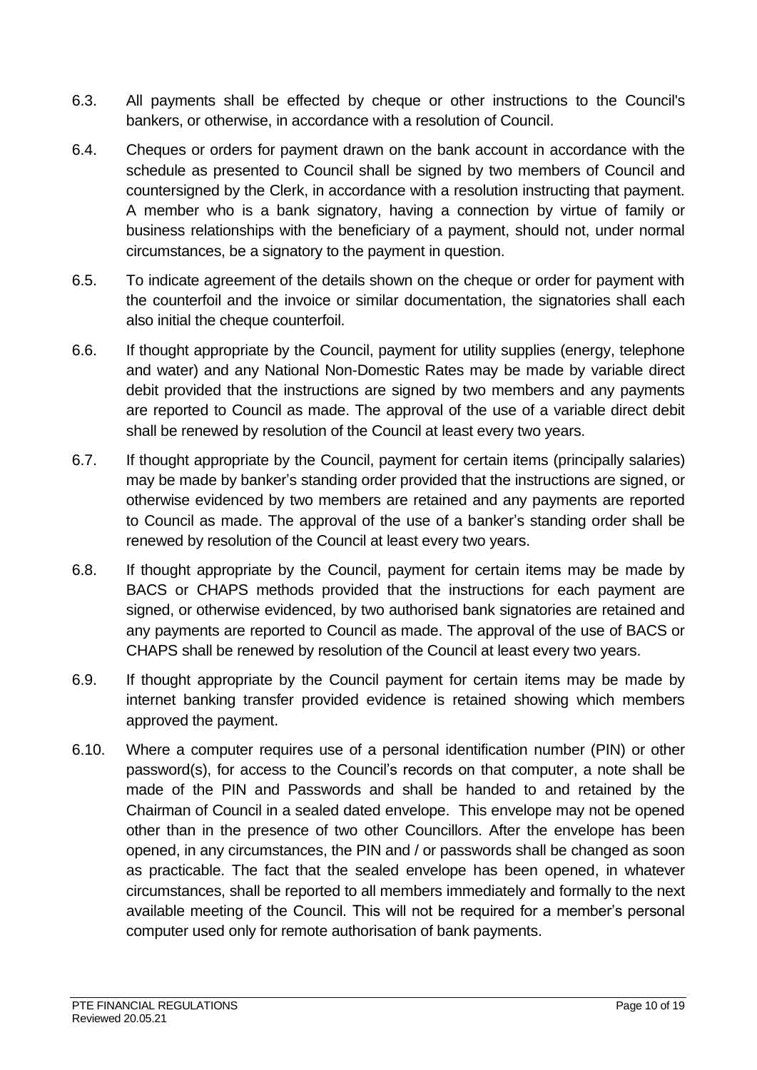6.3. All payments shall be effected by cheque or other instructions to the Council's bankers, or otherwise, in accordance with a resolution of Council.

6.4. Cheques or orders for payment drawn on the bank account in accordance with the schedule as presented to Council shall be signed by two members of Council and countersigned by the Clerk, in accordance with a resolution instructing that payment. A member who is a bank signatory, having a connection by virtue of family or business relationships with the beneficiary of a payment, should not, under normal circumstances, be a signatory to the payment in question.

6.5. To indicate agreement of the details shown on the cheque or order for payment with the counterfoil and the invoice or similar documentation, the signatories shall each also initial the cheque counterfoil.

6.6. If thought appropriate by the Council, payment for utility supplies (energy, telephone and water) and any National Non-Domestic Rates may be made by variable direct debit provided that the instructions are signed by two members and any payments are reported to Council as made. The approval of the use of a variable direct debit shall be renewed by resolution of the Council at least every two years.

6.7. If thought appropriate by the Council, payment for certain items (principally salaries) may be made by banker's standing order provided that the instructions are signed, or otherwise evidenced by two members are retained and any payments are reported to Council as made. The approval of the use of a banker's standing order shall be renewed by resolution of the Council at least every two years.

6.8. If thought appropriate by the Council, payment for certain items may be made by BACS or CHAPS methods provided that the instructions for each payment are signed, or otherwise evidenced, by two authorised bank signatories are retained and any payments are reported to Council as made. The approval of the use of BACS or CHAPS shall be renewed by resolution of the Council at least every two years.

6.9. If thought appropriate by the Council payment for certain items may be made by internet banking transfer provided evidence is retained showing which members approved the payment.

6.10. Where a computer requires use of a personal identification number (PIN) or other password(s), for access to the Council's records on that computer, a note shall be made of the PIN and Passwords and shall be handed to and retained by the Chairman of Council in a sealed dated envelope. This envelope may not be opened other than in the presence of two other Councillors. After the envelope has been opened, in any circumstances, the PIN and / or passwords shall be changed as soon as practicable. The fact that the sealed envelope has been opened, in whatever circumstances, shall be reported to all members immediately and formally to the next available meeting of the Council. This will not be required for a member's personal computer used only for remote authorisation of bank payments.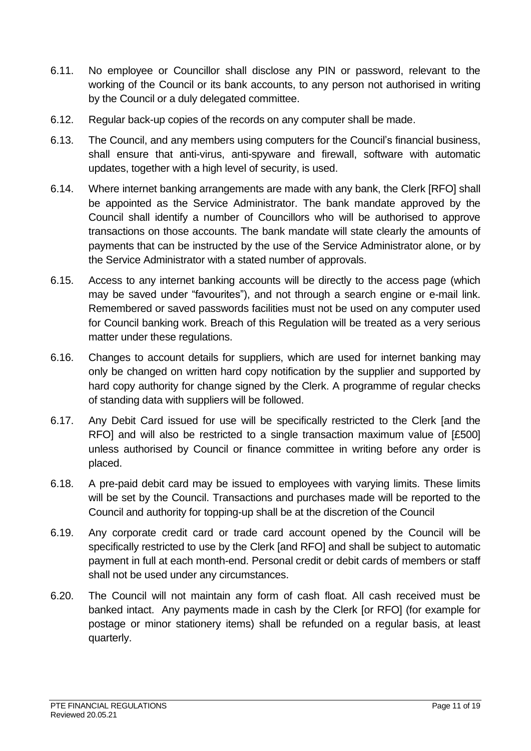6.11. No employee or Councillor shall disclose any PIN or password, relevant to the working of the Council or its bank accounts, to any person not authorised in writing by the Council or a duly delegated committee.

6.12. Regular back-up copies of the records on any computer shall be made.

6.13. The Council, and any members using computers for the Council's financial business, shall ensure that anti-virus, anti-spyware and firewall, software with automatic updates, together with a high level of security, is used.

6.14. Where internet banking arrangements are made with any bank, the Clerk [RFO] shall be appointed as the Service Administrator. The bank mandate approved by the Council shall identify a number of Councillors who will be authorised to approve transactions on those accounts. The bank mandate will state clearly the amounts of payments that can be instructed by the use of the Service Administrator alone, or by the Service Administrator with a stated number of approvals.

6.15. Access to any internet banking accounts will be directly to the access page (which may be saved under "favourites"), and not through a search engine or e-mail link. Remembered or saved passwords facilities must not be used on any computer used for Council banking work. Breach of this Regulation will be treated as a very serious matter under these regulations.

6.16. Changes to account details for suppliers, which are used for internet banking may only be changed on written hard copy notification by the supplier and supported by hard copy authority for change signed by the Clerk. A programme of regular checks of standing data with suppliers will be followed.

6.17. Any Debit Card issued for use will be specifically restricted to the Clerk [and the RFO] and will also be restricted to a single transaction maximum value of [£500] unless authorised by Council or finance committee in writing before any order is placed.

6.18. A pre-paid debit card may be issued to employees with varying limits. These limits will be set by the Council. Transactions and purchases made will be reported to the Council and authority for topping-up shall be at the discretion of the Council

6.19. Any corporate credit card or trade card account opened by the Council will be specifically restricted to use by the Clerk [and RFO] and shall be subject to automatic payment in full at each month-end. Personal credit or debit cards of members or staff shall not be used under any circumstances.

6.20. The Council will not maintain any form of cash float. All cash received must be banked intact. Any payments made in cash by the Clerk [or RFO] (for example for postage or minor stationery items) shall be refunded on a regular basis, at least quarterly.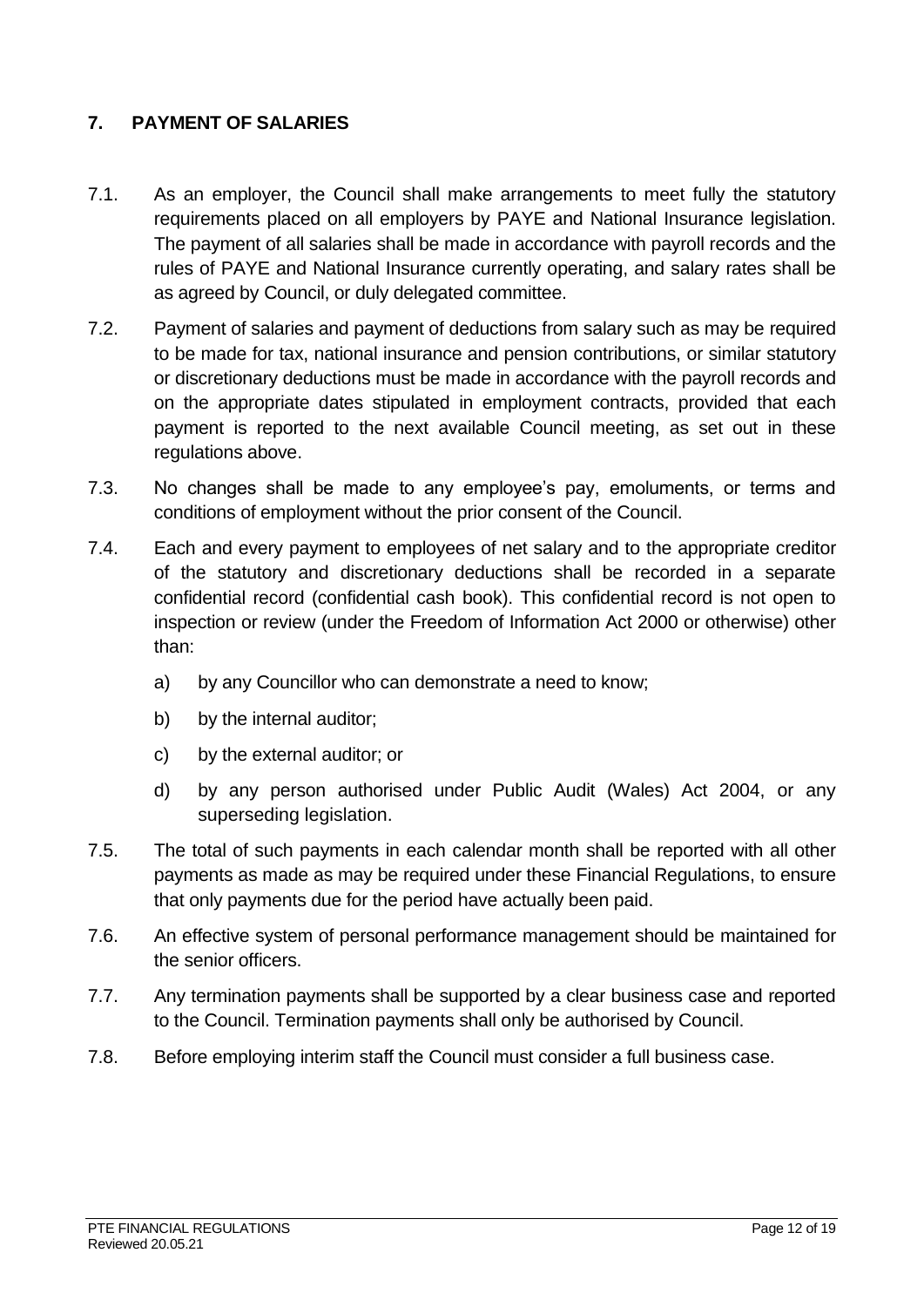## 7. PAYMENT OF SALARIES

7.1. As an employer, the Council shall make arrangements to meet fully the statutory requirements placed on all employers by PAYE and National Insurance legislation. The payment of all salaries shall be made in accordance with payroll records and the rules of PAYE and National Insurance currently operating, and salary rates shall be as agreed by Council, or duly delegated committee.

7.2. Payment of salaries and payment of deductions from salary such as may be required to be made for tax, national insurance and pension contributions, or similar statutory or discretionary deductions must be made in accordance with the payroll records and on the appropriate dates stipulated in employment contracts, provided that each payment is reported to the next available Council meeting, as set out in these regulations above.

7.3. No changes shall be made to any employee's pay, emoluments, or terms and conditions of employment without the prior consent of the Council.

7.4. Each and every payment to employees of net salary and to the appropriate creditor of the statutory and discretionary deductions shall be recorded in a separate confidential record (confidential cash book). This confidential record is not open to inspection or review (under the Freedom of Information Act 2000 or otherwise) other than:

a) by any Councillor who can demonstrate a need to know;

b) by the internal auditor;

c) by the external auditor; or

d) by any person authorised under Public Audit (Wales) Act 2004, or any superseding legislation.

7.5. The total of such payments in each calendar month shall be reported with all other payments as made as may be required under these Financial Regulations, to ensure that only payments due for the period have actually been paid.

7.6. An effective system of personal performance management should be maintained for the senior officers.

7.7. Any termination payments shall be supported by a clear business case and reported to the Council. Termination payments shall only be authorised by Council.

7.8. Before employing interim staff the Council must consider a full business case.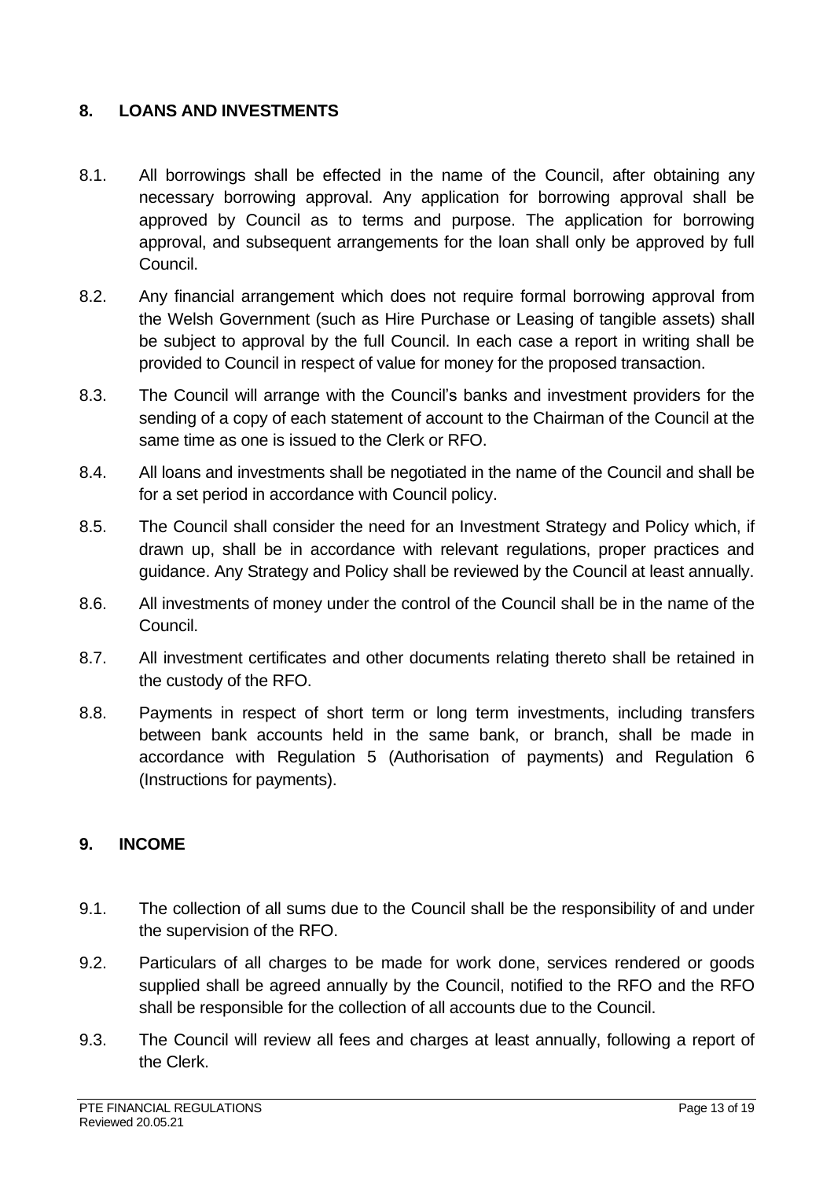## 8. LOANS AND INVESTMENTS

8.1. All borrowings shall be effected in the name of the Council, after obtaining any necessary borrowing approval. Any application for borrowing approval shall be approved by Council as to terms and purpose. The application for borrowing approval, and subsequent arrangements for the loan shall only be approved by full Council.

8.2. Any financial arrangement which does not require formal borrowing approval from the Welsh Government (such as Hire Purchase or Leasing of tangible assets) shall be subject to approval by the full Council. In each case a report in writing shall be provided to Council in respect of value for money for the proposed transaction.

8.3. The Council will arrange with the Council's banks and investment providers for the sending of a copy of each statement of account to the Chairman of the Council at the same time as one is issued to the Clerk or RFO.

8.4. All loans and investments shall be negotiated in the name of the Council and shall be for a set period in accordance with Council policy.

8.5. The Council shall consider the need for an Investment Strategy and Policy which, if drawn up, shall be in accordance with relevant regulations, proper practices and guidance. Any Strategy and Policy shall be reviewed by the Council at least annually.

8.6. All investments of money under the control of the Council shall be in the name of the Council.

8.7. All investment certificates and other documents relating thereto shall be retained in the custody of the RFO.

8.8. Payments in respect of short term or long term investments, including transfers between bank accounts held in the same bank, or branch, shall be made in accordance with Regulation 5 (Authorisation of payments) and Regulation 6 (Instructions for payments).

## 9. INCOME

9.1. The collection of all sums due to the Council shall be the responsibility of and under the supervision of the RFO.

9.2. Particulars of all charges to be made for work done, services rendered or goods supplied shall be agreed annually by the Council, notified to the RFO and the RFO shall be responsible for the collection of all accounts due to the Council.

9.3. The Council will review all fees and charges at least annually, following a report of the Clerk.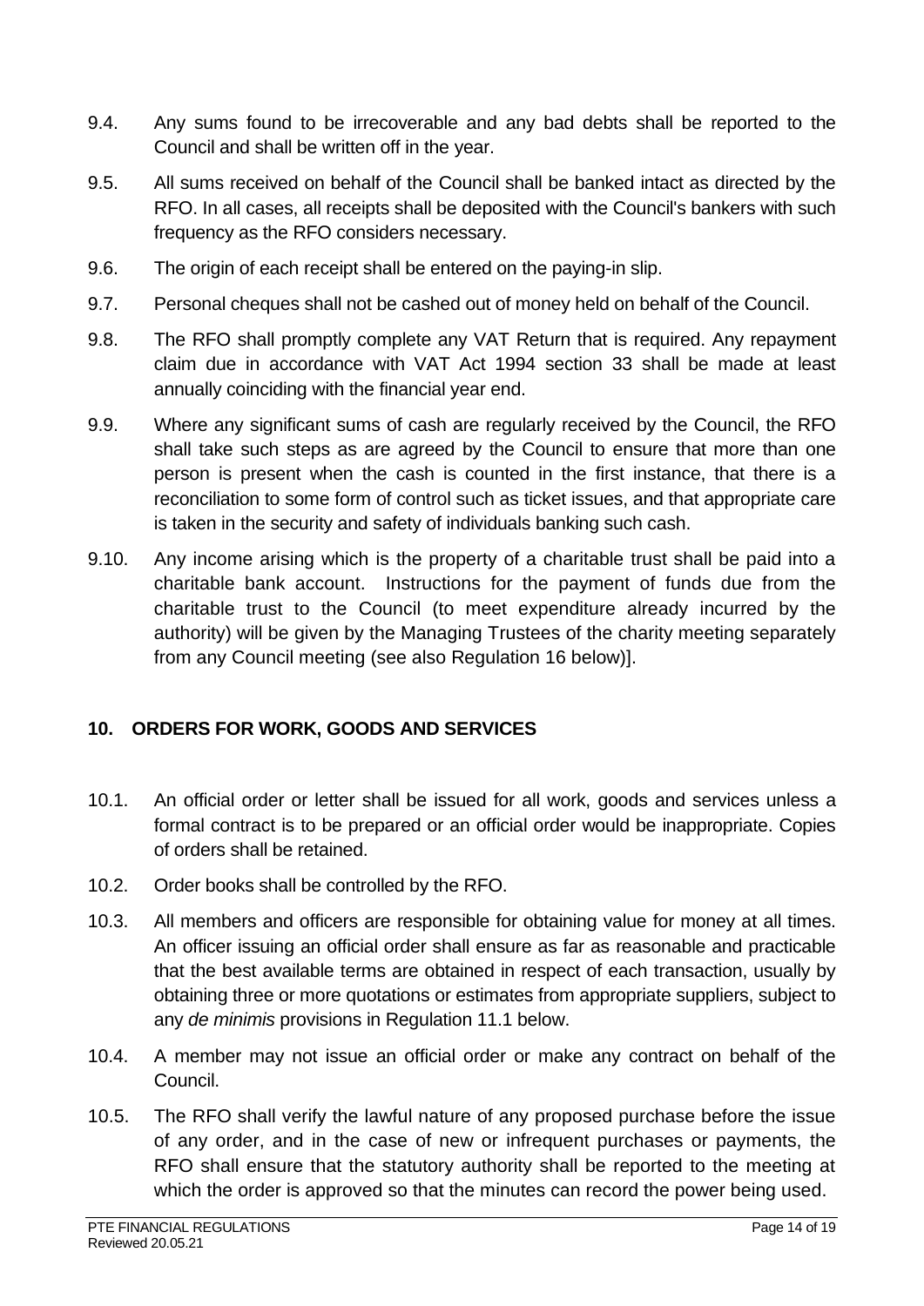9.4. Any sums found to be irrecoverable and any bad debts shall be reported to the Council and shall be written off in the year.

9.5. All sums received on behalf of the Council shall be banked intact as directed by the RFO. In all cases, all receipts shall be deposited with the Council's bankers with such frequency as the RFO considers necessary.

9.6. The origin of each receipt shall be entered on the paying-in slip.

9.7. Personal cheques shall not be cashed out of money held on behalf of the Council.

9.8. The RFO shall promptly complete any VAT Return that is required. Any repayment claim due in accordance with VAT Act 1994 section 33 shall be made at least annually coinciding with the financial year end.

9.9. Where any significant sums of cash are regularly received by the Council, the RFO shall take such steps as are agreed by the Council to ensure that more than one person is present when the cash is counted in the first instance, that there is a reconciliation to some form of control such as ticket issues, and that appropriate care is taken in the security and safety of individuals banking such cash.

9.10. Any income arising which is the property of a charitable trust shall be paid into a charitable bank account. Instructions for the payment of funds due from the charitable trust to the Council (to meet expenditure already incurred by the authority) will be given by the Managing Trustees of the charity meeting separately from any Council meeting (see also Regulation 16 below)].

## 10. ORDERS FOR WORK, GOODS AND SERVICES

10.1. An official order or letter shall be issued for all work, goods and services unless a formal contract is to be prepared or an official order would be inappropriate. Copies of orders shall be retained.

10.2. Order books shall be controlled by the RFO.

10.3. All members and officers are responsible for obtaining value for money at all times. An officer issuing an official order shall ensure as far as reasonable and practicable that the best available terms are obtained in respect of each transaction, usually by obtaining three or more quotations or estimates from appropriate suppliers, subject to any *de minimis* provisions in Regulation 11.1 below.

10.4. A member may not issue an official order or make any contract on behalf of the Council.

10.5. The RFO shall verify the lawful nature of any proposed purchase before the issue of any order, and in the case of new or infrequent purchases or payments, the RFO shall ensure that the statutory authority shall be reported to the meeting at which the order is approved so that the minutes can record the power being used.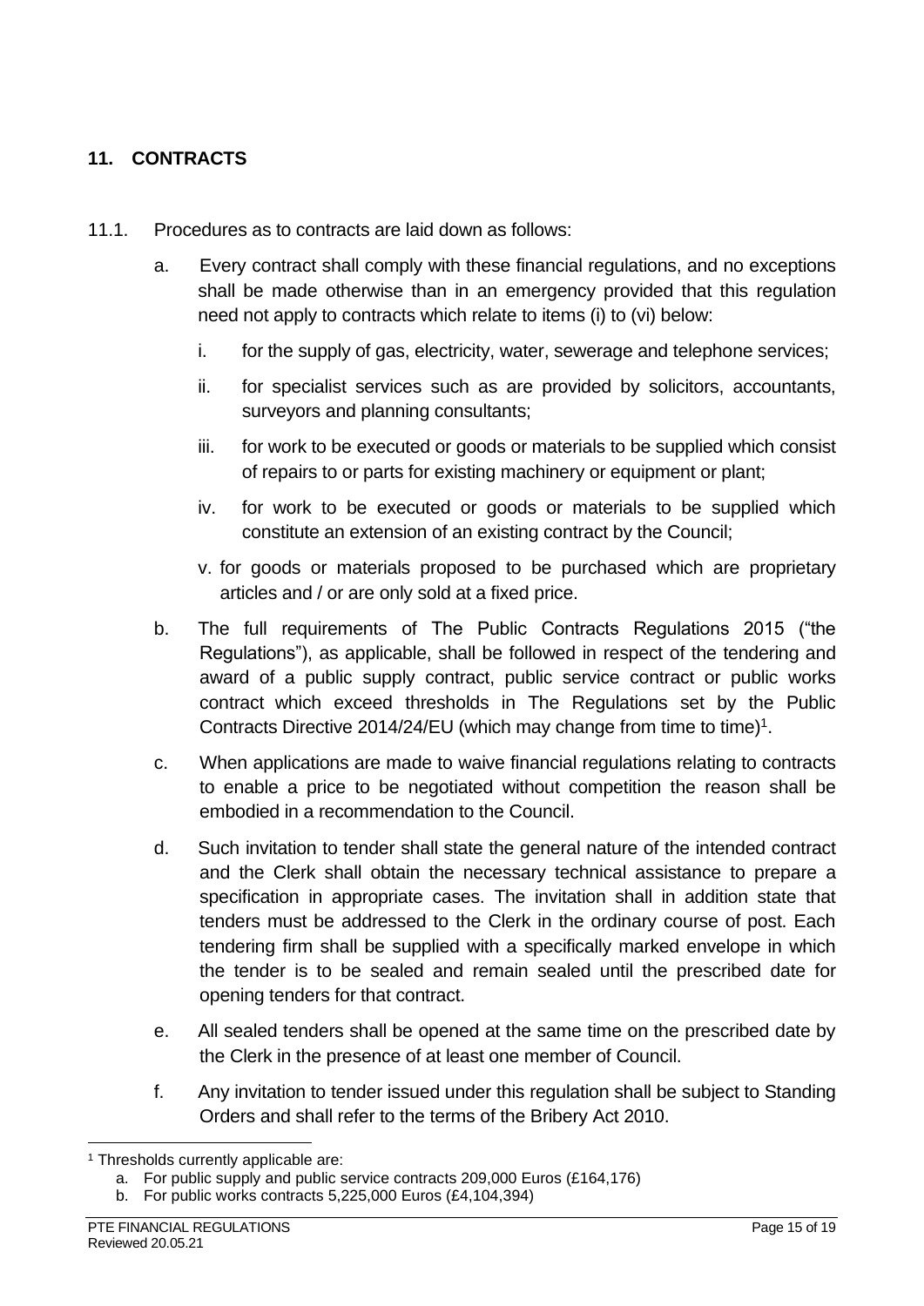## 11. CONTRACTS

11.1. Procedures as to contracts are laid down as follows:

a. Every contract shall comply with these financial regulations, and no exceptions shall be made otherwise than in an emergency provided that this regulation need not apply to contracts which relate to items (i) to (vi) below:

   i. for the supply of gas, electricity, water, sewerage and telephone services;

   ii. for specialist services such as are provided by solicitors, accountants, surveyors and planning consultants;

   iii. for work to be executed or goods or materials to be supplied which consist of repairs to or parts for existing machinery or equipment or plant;

   iv. for work to be executed or goods or materials to be supplied which constitute an extension of an existing contract by the Council;

   v. for goods or materials proposed to be purchased which are proprietary articles and / or are only sold at a fixed price.

b. The full requirements of The Public Contracts Regulations 2015 ("the Regulations"), as applicable, shall be followed in respect of the tendering and award of a public supply contract, public service contract or public works contract which exceed thresholds in The Regulations set by the Public Contracts Directive 2014/24/EU (which may change from time to time)[1].

c. When applications are made to waive financial regulations relating to contracts to enable a price to be negotiated without competition the reason shall be embodied in a recommendation to the Council.

d. Such invitation to tender shall state the general nature of the intended contract and the Clerk shall obtain the necessary technical assistance to prepare a specification in appropriate cases. The invitation shall in addition state that tenders must be addressed to the Clerk in the ordinary course of post. Each tendering firm shall be supplied with a specifically marked envelope in which the tender is to be sealed and remain sealed until the prescribed date for opening tenders for that contract.

e. All sealed tenders shall be opened at the same time on the prescribed date by the Clerk in the presence of at least one member of Council.

f. Any invitation to tender issued under this regulation shall be subject to Standing Orders and shall refer to the terms of the Bribery Act 2010.

---

[1] Thresholds currently applicable are:

a. For public supply and public service contracts 209,000 Euros (£164,176)

b. For public works contracts 5,225,000 Euros (£4,104,394)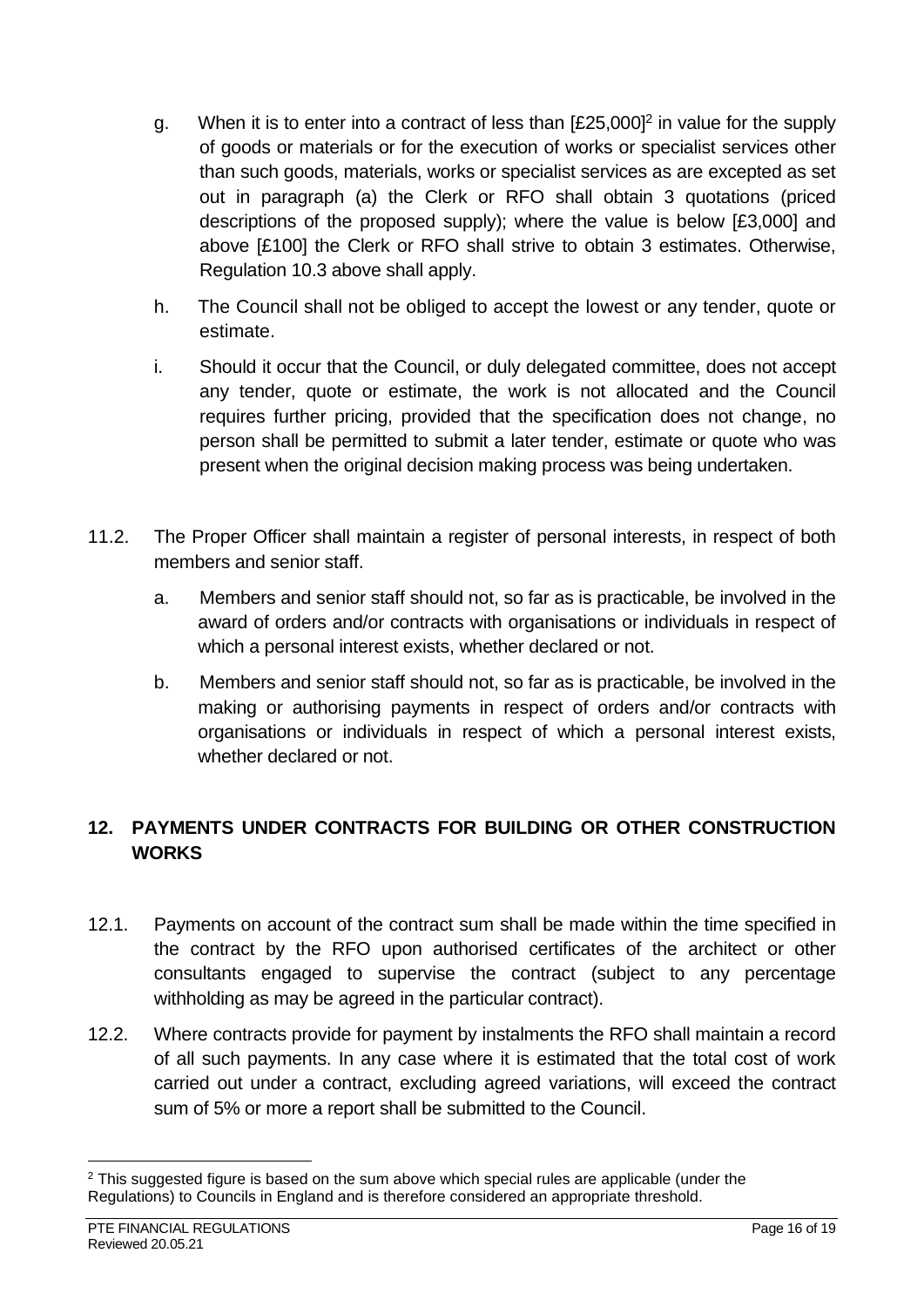g. When it is to enter into a contract of less than [£25,000][2] in value for the supply of goods or materials or for the execution of works or specialist services other than such goods, materials, works or specialist services as are excepted as set out in paragraph (a) the Clerk or RFO shall obtain 3 quotations (priced descriptions of the proposed supply); where the value is below [£3,000] and above [£100] the Clerk or RFO shall strive to obtain 3 estimates. Otherwise, Regulation 10.3 above shall apply.

h. The Council shall not be obliged to accept the lowest or any tender, quote or estimate.

i. Should it occur that the Council, or duly delegated committee, does not accept any tender, quote or estimate, the work is not allocated and the Council requires further pricing, provided that the specification does not change, no person shall be permitted to submit a later tender, estimate or quote who was present when the original decision making process was being undertaken.

11.2. The Proper Officer shall maintain a register of personal interests, in respect of both members and senior staff.

a. Members and senior staff should not, so far as is practicable, be involved in the award of orders and/or contracts with organisations or individuals in respect of which a personal interest exists, whether declared or not.

b. Members and senior staff should not, so far as is practicable, be involved in the making or authorising payments in respect of orders and/or contracts with organisations or individuals in respect of which a personal interest exists, whether declared or not.

## 12. PAYMENTS UNDER CONTRACTS FOR BUILDING OR OTHER CONSTRUCTION WORKS

12.1. Payments on account of the contract sum shall be made within the time specified in the contract by the RFO upon authorised certificates of the architect or other consultants engaged to supervise the contract (subject to any percentage withholding as may be agreed in the particular contract).

12.2. Where contracts provide for payment by instalments the RFO shall maintain a record of all such payments. In any case where it is estimated that the total cost of work carried out under a contract, excluding agreed variations, will exceed the contract sum of 5% or more a report shall be submitted to the Council.

[2] This suggested figure is based on the sum above which special rules are applicable (under the Regulations) to Councils in England and is therefore considered an appropriate threshold.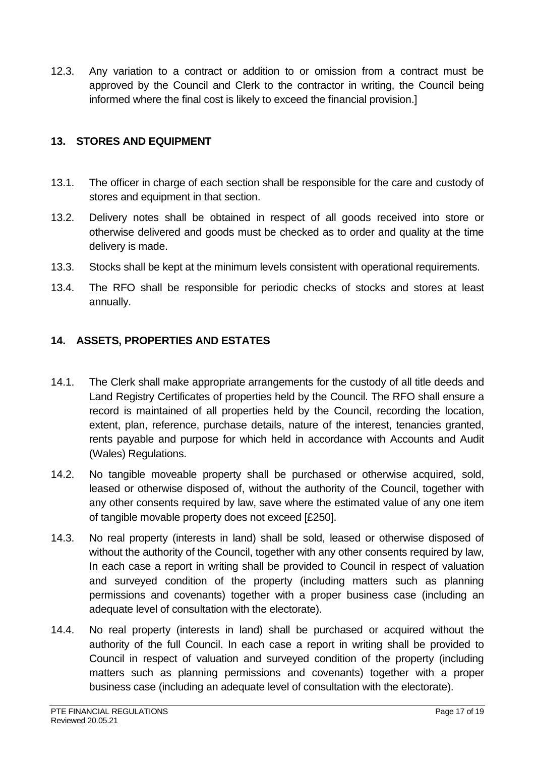12.3. Any variation to a contract or addition to or omission from a contract must be approved by the Council and Clerk to the contractor in writing, the Council being informed where the final cost is likely to exceed the financial provision.]

## 13. STORES AND EQUIPMENT

13.1. The officer in charge of each section shall be responsible for the care and custody of stores and equipment in that section.

13.2. Delivery notes shall be obtained in respect of all goods received into store or otherwise delivered and goods must be checked as to order and quality at the time delivery is made.

13.3. Stocks shall be kept at the minimum levels consistent with operational requirements.

13.4. The RFO shall be responsible for periodic checks of stocks and stores at least annually.

## 14. ASSETS, PROPERTIES AND ESTATES

14.1. The Clerk shall make appropriate arrangements for the custody of all title deeds and Land Registry Certificates of properties held by the Council. The RFO shall ensure a record is maintained of all properties held by the Council, recording the location, extent, plan, reference, purchase details, nature of the interest, tenancies granted, rents payable and purpose for which held in accordance with Accounts and Audit (Wales) Regulations.

14.2. No tangible moveable property shall be purchased or otherwise acquired, sold, leased or otherwise disposed of, without the authority of the Council, together with any other consents required by law, save where the estimated value of any one item of tangible movable property does not exceed [£250].

14.3. No real property (interests in land) shall be sold, leased or otherwise disposed of without the authority of the Council, together with any other consents required by law, In each case a report in writing shall be provided to Council in respect of valuation and surveyed condition of the property (including matters such as planning permissions and covenants) together with a proper business case (including an adequate level of consultation with the electorate).

14.4. No real property (interests in land) shall be purchased or acquired without the authority of the full Council. In each case a report in writing shall be provided to Council in respect of valuation and surveyed condition of the property (including matters such as planning permissions and covenants) together with a proper business case (including an adequate level of consultation with the electorate).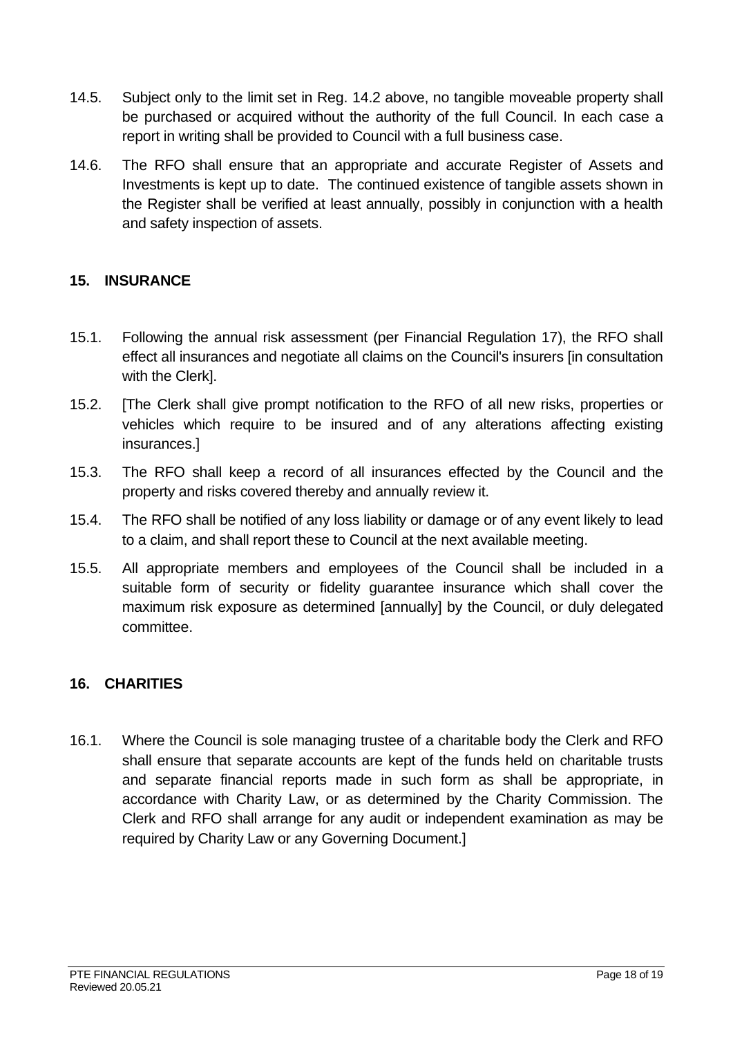14.5. Subject only to the limit set in Reg. 14.2 above, no tangible moveable property shall be purchased or acquired without the authority of the full Council. In each case a report in writing shall be provided to Council with a full business case.

14.6. The RFO shall ensure that an appropriate and accurate Register of Assets and Investments is kept up to date. The continued existence of tangible assets shown in the Register shall be verified at least annually, possibly in conjunction with a health and safety inspection of assets.

## 15. INSURANCE

15.1. Following the annual risk assessment (per Financial Regulation 17), the RFO shall effect all insurances and negotiate all claims on the Council's insurers [in consultation with the Clerk].

15.2. [The Clerk shall give prompt notification to the RFO of all new risks, properties or vehicles which require to be insured and of any alterations affecting existing insurances.]

15.3. The RFO shall keep a record of all insurances effected by the Council and the property and risks covered thereby and annually review it.

15.4. The RFO shall be notified of any loss liability or damage or of any event likely to lead to a claim, and shall report these to Council at the next available meeting.

15.5. All appropriate members and employees of the Council shall be included in a suitable form of security or fidelity guarantee insurance which shall cover the maximum risk exposure as determined [annually] by the Council, or duly delegated committee.

## 16. CHARITIES

16.1. Where the Council is sole managing trustee of a charitable body the Clerk and RFO shall ensure that separate accounts are kept of the funds held on charitable trusts and separate financial reports made in such form as shall be appropriate, in accordance with Charity Law, or as determined by the Charity Commission. The Clerk and RFO shall arrange for any audit or independent examination as may be required by Charity Law or any Governing Document.]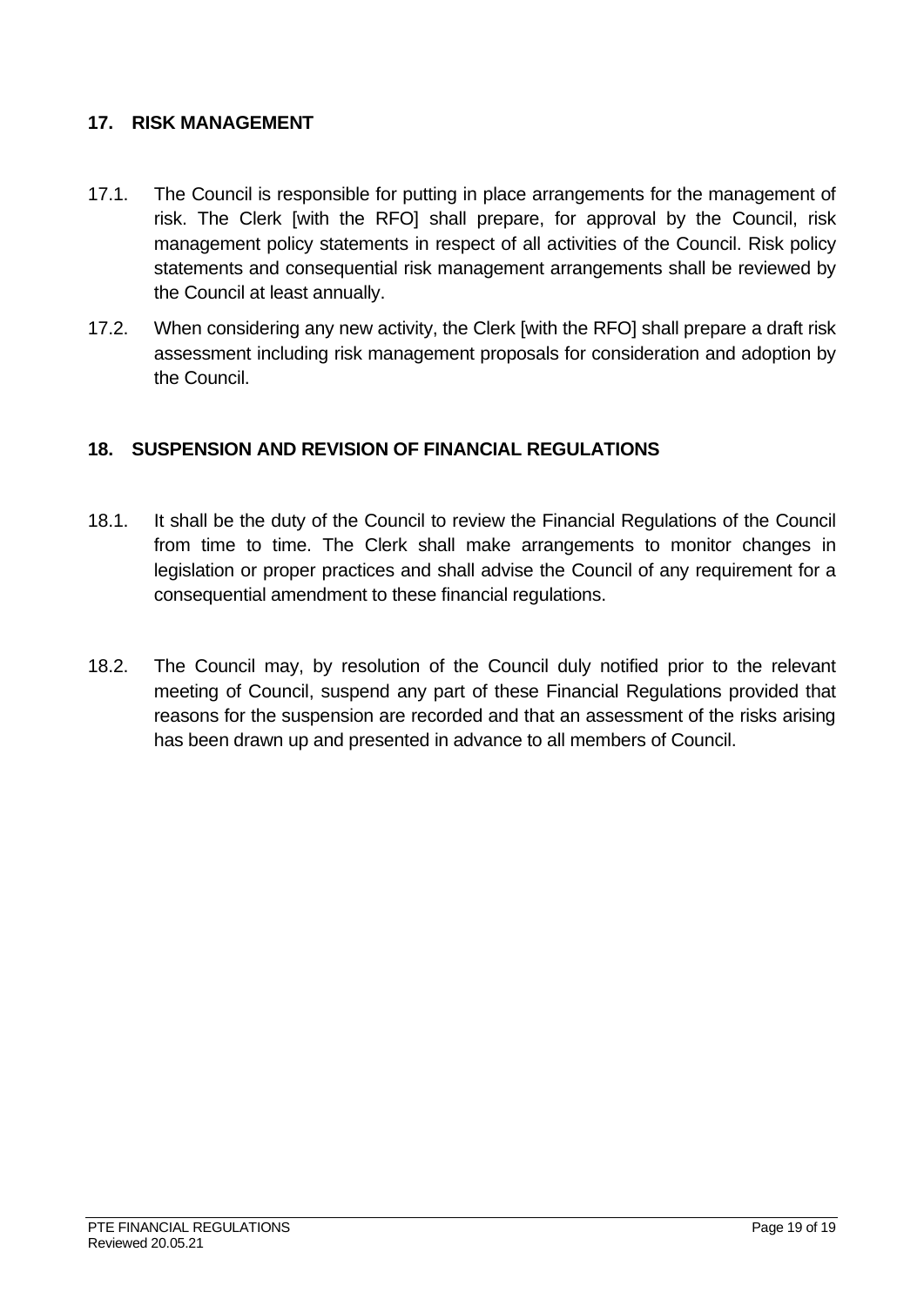## 17. RISK MANAGEMENT

17.1. The Council is responsible for putting in place arrangements for the management of risk. The Clerk [with the RFO] shall prepare, for approval by the Council, risk management policy statements in respect of all activities of the Council. Risk policy statements and consequential risk management arrangements shall be reviewed by the Council at least annually.

17.2. When considering any new activity, the Clerk [with the RFO] shall prepare a draft risk assessment including risk management proposals for consideration and adoption by the Council.

## 18. SUSPENSION AND REVISION OF FINANCIAL REGULATIONS

18.1. It shall be the duty of the Council to review the Financial Regulations of the Council from time to time. The Clerk shall make arrangements to monitor changes in legislation or proper practices and shall advise the Council of any requirement for a consequential amendment to these financial regulations.

18.2. The Council may, by resolution of the Council duly notified prior to the relevant meeting of Council, suspend any part of these Financial Regulations provided that reasons for the suspension are recorded and that an assessment of the risks arising has been drawn up and presented in advance to all members of Council.